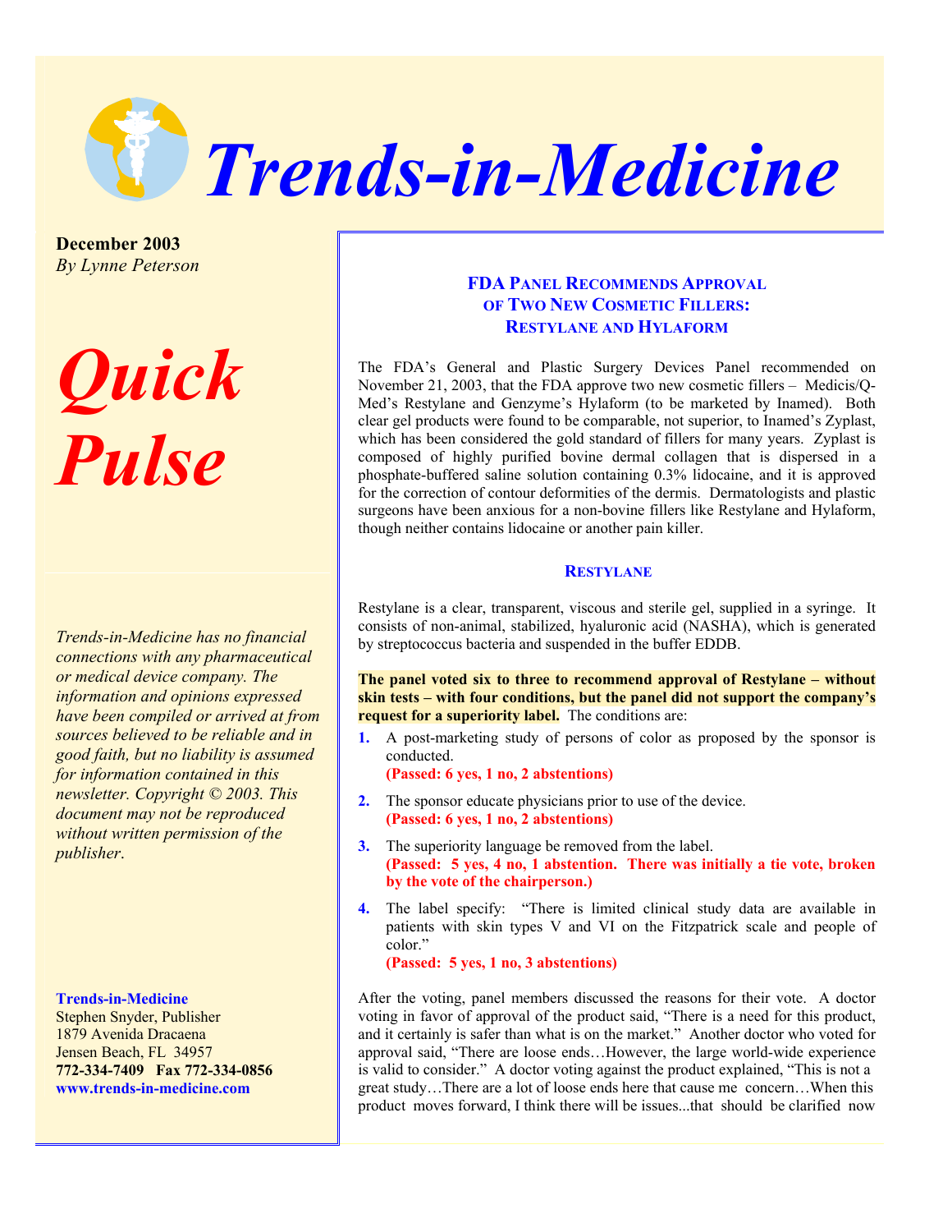# Trends-in-Medicine

**December 2003**
*By Lynne Peterson*

# *Quick Pulse*

*Trends-in-Medicine has no financial connections with any pharmaceutical or medical device company. The information and opinions expressed have been compiled or arrived at from sources believed to be reliable and in good faith, but no liability is assumed for information contained in this newsletter. Copyright © 2003. This document may not be reproduced without written permission of the publisher.*

**Trends-in-Medicine**
Stephen Snyder, Publisher
1879 Avenida Dracaena
Jensen Beach, FL 34957
**772-334-7409 Fax 772-334-0856**
**www.trends-in-medicine.com**

## FDA Panel Recommends Approval of Two New Cosmetic Fillers: Restylane and Hylaform

The FDA's General and Plastic Surgery Devices Panel recommended on November 21, 2003, that the FDA approve two new cosmetic fillers – Medicis/Q-Med's Restylane and Genzyme's Hylaform (to be marketed by Inamed). Both clear gel products were found to be comparable, not superior, to Inamed's Zyplast, which has been considered the gold standard of fillers for many years. Zyplast is composed of highly purified bovine dermal collagen that is dispersed in a phosphate-buffered saline solution containing 0.3% lidocaine, and it is approved for the correction of contour deformities of the dermis. Dermatologists and plastic surgeons have been anxious for a non-bovine fillers like Restylane and Hylaform, though neither contains lidocaine or another pain killer.

### Restylane

Restylane is a clear, transparent, viscous and sterile gel, supplied in a syringe. It consists of non-animal, stabilized, hyaluronic acid (NASHA), which is generated by streptococcus bacteria and suspended in the buffer EDDB.

**The panel voted six to three to recommend approval of Restylane – without skin tests – with four conditions, but the panel did not support the company's request for a superiority label.** The conditions are:

1. A post-marketing study of persons of color as proposed by the sponsor is conducted.
   **(Passed: 6 yes, 1 no, 2 abstentions)**
2. The sponsor educate physicians prior to use of the device.
   **(Passed: 6 yes, 1 no, 2 abstentions)**
3. The superiority language be removed from the label.
   **(Passed: 5 yes, 4 no, 1 abstention. There was initially a tie vote, broken by the vote of the chairperson.)**
4. The label specify: "There is limited clinical study data are available in patients with skin types V and VI on the Fitzpatrick scale and people of color."
   **(Passed: 5 yes, 1 no, 3 abstentions)**

After the voting, panel members discussed the reasons for their vote. A doctor voting in favor of approval of the product said, "There is a need for this product, and it certainly is safer than what is on the market." Another doctor who voted for approval said, "There are loose ends…However, the large world-wide experience is valid to consider." A doctor voting against the product explained, "This is not a great study…There are a lot of loose ends here that cause me concern…When this product moves forward, I think there will be issues...that should be clarified now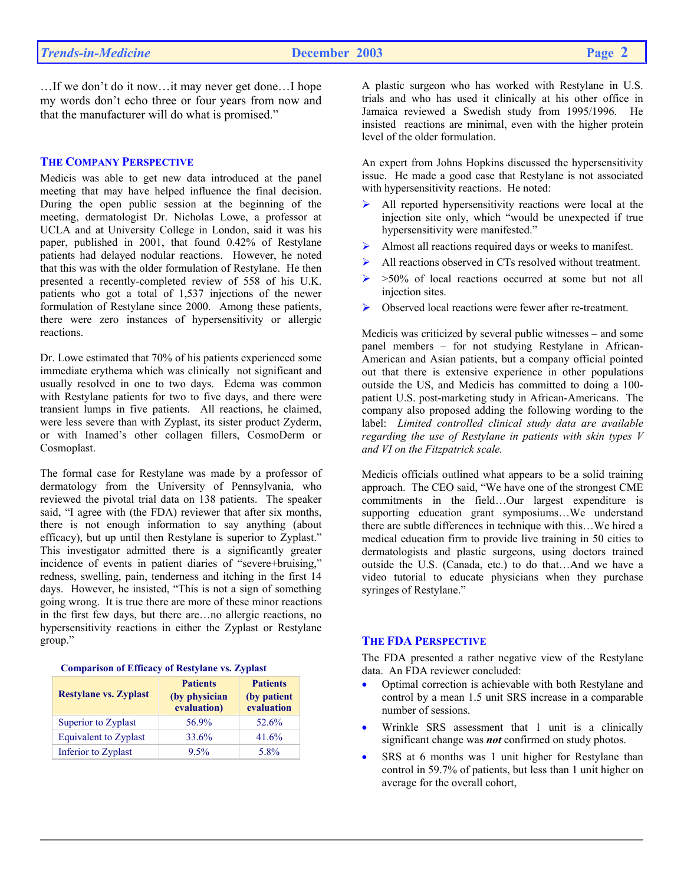…If we don't do it now…it may never get done…I hope my words don't echo three or four years from now and that the manufacturer will do what is promised."

## The Company Perspective

Medicis was able to get new data introduced at the panel meeting that may have helped influence the final decision. During the open public session at the beginning of the meeting, dermatologist Dr. Nicholas Lowe, a professor at UCLA and at University College in London, said it was his paper, published in 2001, that found 0.42% of Restylane patients had delayed nodular reactions. However, he noted that this was with the older formulation of Restylane. He then presented a recently-completed review of 558 of his U.K. patients who got a total of 1,537 injections of the newer formulation of Restylane since 2000. Among these patients, there were zero instances of hypersensitivity or allergic reactions.

Dr. Lowe estimated that 70% of his patients experienced some immediate erythema which was clinically not significant and usually resolved in one to two days. Edema was common with Restylane patients for two to five days, and there were transient lumps in five patients. All reactions, he claimed, were less severe than with Zyplast, its sister product Zyderm, or with Inamed's other collagen fillers, CosmoDerm or Cosmoplast.

The formal case for Restylane was made by a professor of dermatology from the University of Pennsylvania, who reviewed the pivotal trial data on 138 patients. The speaker said, "I agree with (the FDA) reviewer that after six months, there is not enough information to say anything (about efficacy), but up until then Restylane is superior to Zyplast." This investigator admitted there is a significantly greater incidence of events in patient diaries of "severe+bruising," redness, swelling, pain, tenderness and itching in the first 14 days. However, he insisted, "This is not a sign of something going wrong. It is true there are more of these minor reactions in the first few days, but there are…no allergic reactions, no hypersensitivity reactions in either the Zyplast or Restylane group."

**Comparison of Efficacy of Restylane vs. Zyplast**

| Restylane vs. Zyplast | Patients (by physician evaluation) | Patients (by patient evaluation |
|---|---|---|
| Superior to Zyplast | 56.9% | 52.6% |
| Equivalent to Zyplast | 33.6% | 41.6% |
| Inferior to Zyplast | 9.5% | 5.8% |

A plastic surgeon who has worked with Restylane in U.S. trials and who has used it clinically at his other office in Jamaica reviewed a Swedish study from 1995/1996. He insisted reactions are minimal, even with the higher protein level of the older formulation.

An expert from Johns Hopkins discussed the hypersensitivity issue. He made a good case that Restylane is not associated with hypersensitivity reactions. He noted:

- All reported hypersensitivity reactions were local at the injection site only, which "would be unexpected if true hypersensitivity were manifested."
- Almost all reactions required days or weeks to manifest.
- All reactions observed in CTs resolved without treatment.
- >50% of local reactions occurred at some but not all injection sites.
- Observed local reactions were fewer after re-treatment.

Medicis was criticized by several public witnesses – and some panel members – for not studying Restylane in African-American and Asian patients, but a company official pointed out that there is extensive experience in other populations outside the US, and Medicis has committed to doing a 100-patient U.S. post-marketing study in African-Americans. The company also proposed adding the following wording to the label: *Limited controlled clinical study data are available regarding the use of Restylane in patients with skin types V and VI on the Fitzpatrick scale.*

Medicis officials outlined what appears to be a solid training approach. The CEO said, "We have one of the strongest CME commitments in the field…Our largest expenditure is supporting education grant symposiums…We understand there are subtle differences in technique with this…We hired a medical education firm to provide live training in 50 cities to dermatologists and plastic surgeons, using doctors trained outside the U.S. (Canada, etc.) to do that…And we have a video tutorial to educate physicians when they purchase syringes of Restylane."

## The FDA Perspective

The FDA presented a rather negative view of the Restylane data. An FDA reviewer concluded:

- Optimal correction is achievable with both Restylane and control by a mean 1.5 unit SRS increase in a comparable number of sessions.
- Wrinkle SRS assessment that 1 unit is a clinically significant change was ***not*** confirmed on study photos.
- SRS at 6 months was 1 unit higher for Restylane than control in 59.7% of patients, but less than 1 unit higher on average for the overall cohort,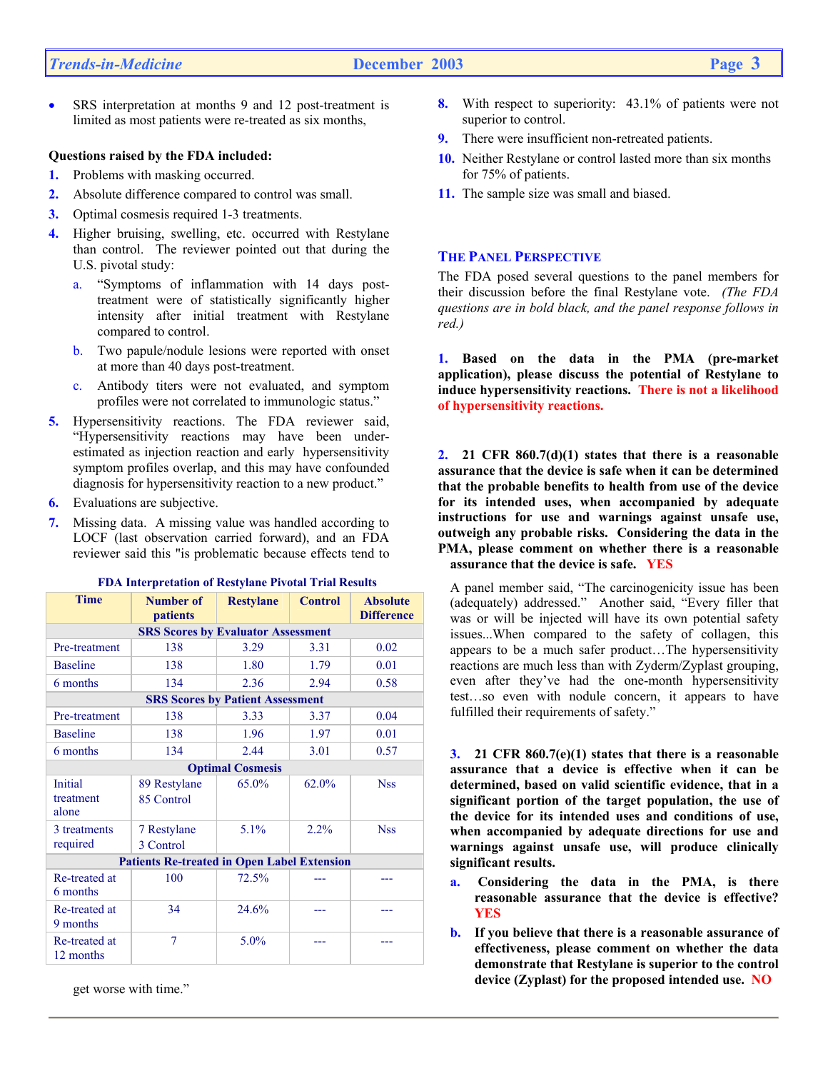- SRS interpretation at months 9 and 12 post-treatment is limited as most patients were re-treated as six months,

**Questions raised by the FDA included:**

1. Problems with masking occurred.
2. Absolute difference compared to control was small.
3. Optimal cosmesis required 1-3 treatments.
4. Higher bruising, swelling, etc. occurred with Restylane than control. The reviewer pointed out that during the U.S. pivotal study:
   a. "Symptoms of inflammation with 14 days post-treatment were of statistically significantly higher intensity after initial treatment with Restylane compared to control.
   b. Two papule/nodule lesions were reported with onset at more than 40 days post-treatment.
   c. Antibody titers were not evaluated, and symptom profiles were not correlated to immunologic status."
5. Hypersensitivity reactions. The FDA reviewer said, "Hypersensitivity reactions may have been under-estimated as injection reaction and early hypersensitivity symptom profiles overlap, and this may have confounded diagnosis for hypersensitivity reaction to a new product."
6. Evaluations are subjective.
7. Missing data. A missing value was handled according to LOCF (last observation carried forward), and an FDA reviewer said this "is problematic because effects tend to get worse with time."
8. With respect to superiority: 43.1% of patients were not superior to control.
9. There were insufficient non-retreated patients.
10. Neither Restylane or control lasted more than six months for 75% of patients.
11. The sample size was small and biased.

**FDA Interpretation of Restylane Pivotal Trial Results**

| Time | Number of patients | Restylane | Control | Absolute Difference |
|---|---|---|---|---|
| **SRS Scores by Evaluator Assessment** | | | | |
| Pre-treatment | 138 | 3.29 | 3.31 | 0.02 |
| Baseline | 138 | 1.80 | 1.79 | 0.01 |
| 6 months | 134 | 2.36 | 2.94 | 0.58 |
| **SRS Scores by Patient Assessment** | | | | |
| Pre-treatment | 138 | 3.33 | 3.37 | 0.04 |
| Baseline | 138 | 1.96 | 1.97 | 0.01 |
| 6 months | 134 | 2.44 | 3.01 | 0.57 |
| **Optimal Cosmesis** | | | | |
| Initial treatment alone | 89 Restylane 85 Control | 65.0% | 62.0% | Nss |
| 3 treatments required | 7 Restylane 3 Control | 5.1% | 2.2% | Nss |
| **Patients Re-treated in Open Label Extension** | | | | |
| Re-treated at 6 months | 100 | 72.5% | --- | --- |
| Re-treated at 9 months | 34 | 24.6% | --- | --- |
| Re-treated at 12 months | 7 | 5.0% | --- | --- |

## THE PANEL PERSPECTIVE

The FDA posed several questions to the panel members for their discussion before the final Restylane vote. *(The FDA questions are in bold black, and the panel response follows in red.)*

**1. Based on the data in the PMA (pre-market application), please discuss the potential of Restylane to induce hypersensitivity reactions.** **There is not a likelihood of hypersensitivity reactions.**

**2. 21 CFR 860.7(d)(1) states that there is a reasonable assurance that the device is safe when it can be determined that the probable benefits to health from use of the device for its intended uses, when accompanied by adequate instructions for use and warnings against unsafe use, outweigh any probable risks. Considering the data in the PMA, please comment on whether there is a reasonable assurance that the device is safe.** **YES**

A panel member said, "The carcinogenicity issue has been (adequately) addressed." Another said, "Every filler that was or will be injected will have its own potential safety issues...When compared to the safety of collagen, this appears to be a much safer product…The hypersensitivity reactions are much less than with Zyderm/Zyplast grouping, even after they've had the one-month hypersensitivity test…so even with nodule concern, it appears to have fulfilled their requirements of safety."

**3. 21 CFR 860.7(e)(1) states that there is a reasonable assurance that a device is effective when it can be determined, based on valid scientific evidence, that in a significant portion of the target population, the use of the device for its intended uses and conditions of use, when accompanied by adequate directions for use and warnings against unsafe use, will produce clinically significant results.**

**a. Considering the data in the PMA, is there reasonable assurance that the device is effective?** **YES**

**b. If you believe that there is a reasonable assurance of effectiveness, please comment on whether the data demonstrate that Restylane is superior to the control device (Zyplast) for the proposed intended use.** **NO**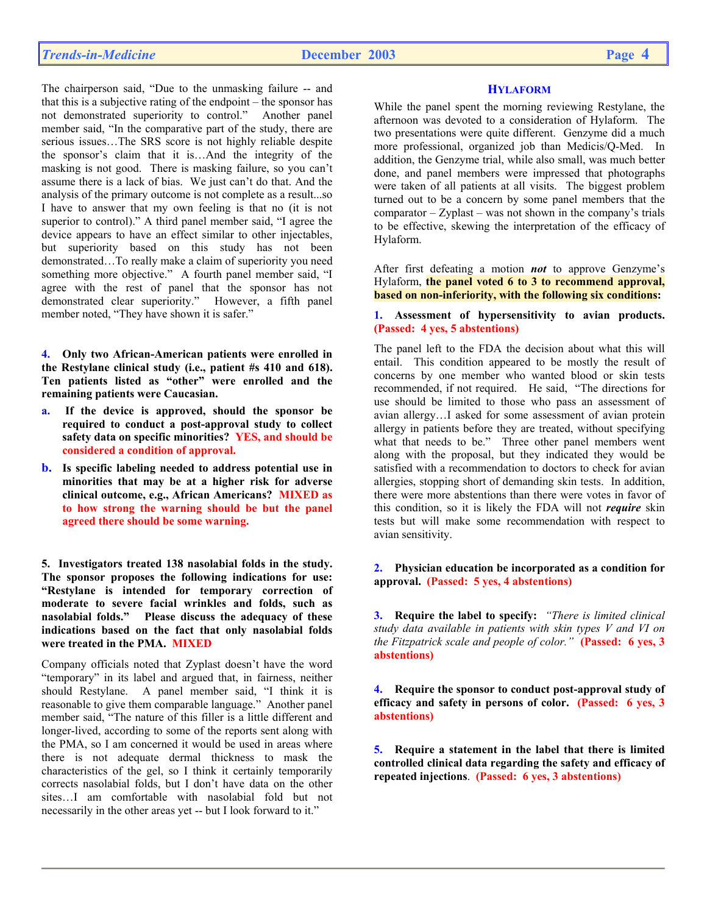The chairperson said, "Due to the unmasking failure -- and that this is a subjective rating of the endpoint – the sponsor has not demonstrated superiority to control." Another panel member said, "In the comparative part of the study, there are serious issues…The SRS score is not highly reliable despite the sponsor's claim that it is…And the integrity of the masking is not good. There is masking failure, so you can't assume there is a lack of bias. We just can't do that. And the analysis of the primary outcome is not complete as a result...so I have to answer that my own feeling is that no (it is not superior to control)." A third panel member said, "I agree the device appears to have an effect similar to other injectables, but superiority based on this study has not been demonstrated…To really make a claim of superiority you need something more objective." A fourth panel member said, "I agree with the rest of panel that the sponsor has not demonstrated clear superiority." However, a fifth panel member noted, "They have shown it is safer."

**4. Only two African-American patients were enrolled in the Restylane clinical study (i.e., patient #s 410 and 618). Ten patients listed as "other" were enrolled and the remaining patients were Caucasian.**

- **a. If the device is approved, should the sponsor be required to conduct a post-approval study to collect safety data on specific minorities?** YES, and should be considered a condition of approval.
- **b. Is specific labeling needed to address potential use in minorities that may be at a higher risk for adverse clinical outcome, e.g., African Americans?** MIXED as to how strong the warning should be but the panel agreed there should be some warning.

**5. Investigators treated 138 nasolabial folds in the study. The sponsor proposes the following indications for use: "Restylane is intended for temporary correction of moderate to severe facial wrinkles and folds, such as nasolabial folds." Please discuss the adequacy of these indications based on the fact that only nasolabial folds were treated in the PMA.** MIXED

Company officials noted that Zyplast doesn't have the word "temporary" in its label and argued that, in fairness, neither should Restylane. A panel member said, "I think it is reasonable to give them comparable language." Another panel member said, "The nature of this filler is a little different and longer-lived, according to some of the reports sent along with the PMA, so I am concerned it would be used in areas where there is not adequate dermal thickness to mask the characteristics of the gel, so I think it certainly temporarily corrects nasolabial folds, but I don't have data on the other sites…I am comfortable with nasolabial fold but not necessarily in the other areas yet -- but I look forward to it."

## Hylaform

While the panel spent the morning reviewing Restylane, the afternoon was devoted to a consideration of Hylaform. The two presentations were quite different. Genzyme did a much more professional, organized job than Medicis/Q-Med. In addition, the Genzyme trial, while also small, was much better done, and panel members were impressed that photographs were taken of all patients at all visits. The biggest problem turned out to be a concern by some panel members that the comparator – Zyplast – was not shown in the company's trials to be effective, skewing the interpretation of the efficacy of Hylaform.

After first defeating a motion ***not*** to approve Genzyme's Hylaform, **the panel voted 6 to 3 to recommend approval, based on non-inferiority, with the following six conditions:**

**1. Assessment of hypersensitivity to avian products. (Passed: 4 yes, 5 abstentions)**

The panel left to the FDA the decision about what this will entail. This condition appeared to be mostly the result of concerns by one member who wanted blood or skin tests recommended, if not required. He said, "The directions for use should be limited to those who pass an assessment of avian allergy…I asked for some assessment of avian protein allergy in patients before they are treated, without specifying what that needs to be." Three other panel members went along with the proposal, but they indicated they would be satisfied with a recommendation to doctors to check for avian allergies, stopping short of demanding skin tests. In addition, there were more abstentions than there were votes in favor of this condition, so it is likely the FDA will not ***require*** skin tests but will make some recommendation with respect to avian sensitivity.

**2. Physician education be incorporated as a condition for approval. (Passed: 5 yes, 4 abstentions)**

**3. Require the label to specify:** *"There is limited clinical study data available in patients with skin types V and VI on the Fitzpatrick scale and people of color."* **(Passed: 6 yes, 3 abstentions)**

**4. Require the sponsor to conduct post-approval study of efficacy and safety in persons of color. (Passed: 6 yes, 3 abstentions)**

**5. Require a statement in the label that there is limited controlled clinical data regarding the safety and efficacy of repeated injections. (Passed: 6 yes, 3 abstentions)**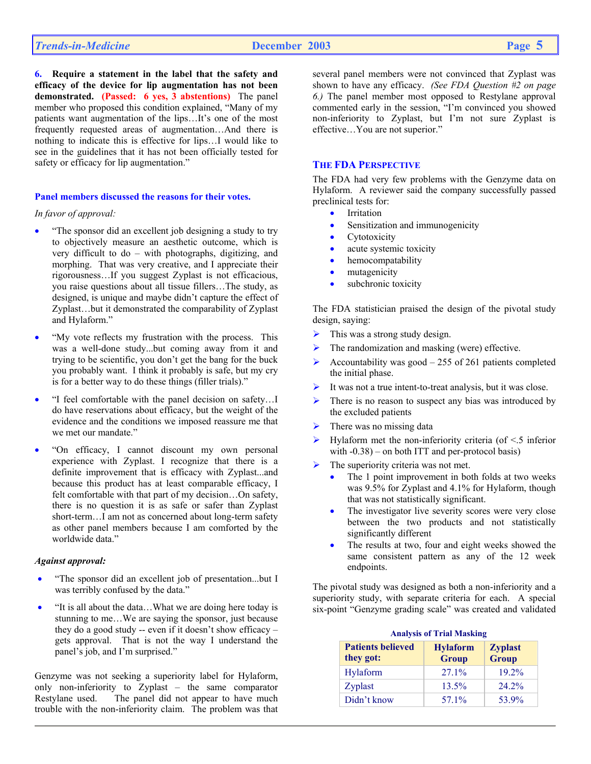**6. Require a statement in the label that the safety and efficacy of the device for lip augmentation has not been demonstrated. (Passed: 6 yes, 3 abstentions)** The panel member who proposed this condition explained, "Many of my patients want augmentation of the lips…It's one of the most frequently requested areas of augmentation…And there is nothing to indicate this is effective for lips…I would like to see in the guidelines that it has not been officially tested for safety or efficacy for lip augmentation."

**Panel members discussed the reasons for their votes.**

*In favor of approval:*

- "The sponsor did an excellent job designing a study to try to objectively measure an aesthetic outcome, which is very difficult to do – with photographs, digitizing, and morphing. That was very creative, and I appreciate their rigorousness…If you suggest Zyplast is not efficacious, you raise questions about all tissue fillers…The study, as designed, is unique and maybe didn't capture the effect of Zyplast…but it demonstrated the comparability of Zyplast and Hylaform."
- "My vote reflects my frustration with the process. This was a well-done study...but coming away from it and trying to be scientific, you don't get the bang for the buck you probably want. I think it probably is safe, but my cry is for a better way to do these things (filler trials)."
- "I feel comfortable with the panel decision on safety…I do have reservations about efficacy, but the weight of the evidence and the conditions we imposed reassure me that we met our mandate."
- "On efficacy, I cannot discount my own personal experience with Zyplast. I recognize that there is a definite improvement that is efficacy with Zyplast...and because this product has at least comparable efficacy, I felt comfortable with that part of my decision…On safety, there is no question it is as safe or safer than Zyplast short-term…I am not as concerned about long-term safety as other panel members because I am comforted by the worldwide data."

***Against approval:***

- "The sponsor did an excellent job of presentation...but I was terribly confused by the data."
- "It is all about the data…What we are doing here today is stunning to me…We are saying the sponsor, just because they do a good study -- even if it doesn't show efficacy – gets approval. That is not the way I understand the panel's job, and I'm surprised."

Genzyme was not seeking a superiority label for Hylaform, only non-inferiority to Zyplast – the same comparator Restylane used. The panel did not appear to have much trouble with the non-inferiority claim. The problem was that several panel members were not convinced that Zyplast was shown to have any efficacy. *(See FDA Question #2 on page 6.)* The panel member most opposed to Restylane approval commented early in the session, "I'm convinced you showed non-inferiority to Zyplast, but I'm not sure Zyplast is effective…You are not superior."

## THE FDA PERSPECTIVE

The FDA had very few problems with the Genzyme data on Hylaform. A reviewer said the company successfully passed preclinical tests for:

- Irritation
- Sensitization and immunogenicity
- Cytotoxicity
- acute systemic toxicity
- hemocompatability
- mutagenicity
- subchronic toxicity

The FDA statistician praised the design of the pivotal study design, saying:

- This was a strong study design.
- The randomization and masking (were) effective.
- Accountability was good – 255 of 261 patients completed the initial phase.
- It was not a true intent-to-treat analysis, but it was close.
- There is no reason to suspect any bias was introduced by the excluded patients
- There was no missing data
- Hylaform met the non-inferiority criteria (of <.5 inferior with -0.38) – on both ITT and per-protocol basis)
- The superiority criteria was not met.
  - The 1 point improvement in both folds at two weeks was 9.5% for Zyplast and 4.1% for Hylaform, though that was not statistically significant.
  - The investigator live severity scores were very close between the two products and not statistically significantly different
  - The results at two, four and eight weeks showed the same consistent pattern as any of the 12 week endpoints.

The pivotal study was designed as both a non-inferiority and a superiority study, with separate criteria for each. A special six-point "Genzyme grading scale" was created and validated

**Analysis of Trial Masking**

| Patients believed they got: | Hylaform Group | Zyplast Group |
|---|---|---|
| Hylaform | 27.1% | 19.2% |
| Zyplast | 13.5% | 24.2% |
| Didn't know | 57.1% | 53.9% |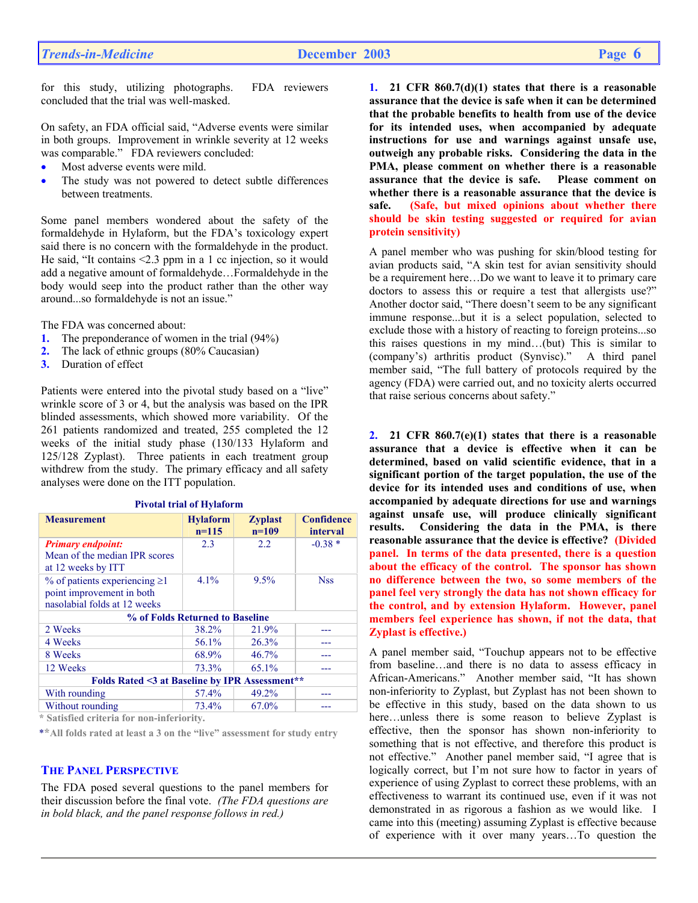for this study, utilizing photographs. FDA reviewers concluded that the trial was well-masked.

On safety, an FDA official said, "Adverse events were similar in both groups. Improvement in wrinkle severity at 12 weeks was comparable." FDA reviewers concluded:

- Most adverse events were mild.
- The study was not powered to detect subtle differences between treatments.

Some panel members wondered about the safety of the formaldehyde in Hylaform, but the FDA's toxicology expert said there is no concern with the formaldehyde in the product. He said, "It contains <2.3 ppm in a 1 cc injection, so it would add a negative amount of formaldehyde…Formaldehyde in the body would seep into the product rather than the other way around...so formaldehyde is not an issue."

The FDA was concerned about:

1. The preponderance of women in the trial (94%)
2. The lack of ethnic groups (80% Caucasian)
3. Duration of effect

Patients were entered into the pivotal study based on a "live" wrinkle score of 3 or 4, but the analysis was based on the IPR blinded assessments, which showed more variability. Of the 261 patients randomized and treated, 255 completed the 12 weeks of the initial study phase (130/133 Hylaform and 125/128 Zyplast). Three patients in each treatment group withdrew from the study. The primary efficacy and all safety analyses were done on the ITT population.

**Pivotal trial of Hylaform**

| Measurement | Hylaform n=115 | Zyplast n=109 | Confidence interval |
|---|---|---|---|
| *Primary endpoint:* Mean of the median IPR scores at 12 weeks by ITT | 2.3 | 2.2 | -0.38 * |
| % of patients experiencing ≥1 point improvement in both nasolabial folds at 12 weeks | 4.1% | 9.5% | Nss |
| **% of Folds Returned to Baseline** | | | |
| 2 Weeks | 38.2% | 21.9% | --- |
| 4 Weeks | 56.1% | 26.3% | --- |
| 8 Weeks | 68.9% | 46.7% | --- |
| 12 Weeks | 73.3% | 65.1% | --- |
| **Folds Rated <3 at Baseline by IPR Assessment**** | | | |
| With rounding | 57.4% | 49.2% | --- |
| Without rounding | 73.4% | 67.0% | --- |

\* Satisfied criteria for non-inferiority.

** All folds rated at least a 3 on the "live" assessment for study entry

## THE PANEL PERSPECTIVE

The FDA posed several questions to the panel members for their discussion before the final vote. *(The FDA questions are in bold black, and the panel response follows in red.)*

**1. 21 CFR 860.7(d)(1) states that there is a reasonable assurance that the device is safe when it can be determined that the probable benefits to health from use of the device for its intended uses, when accompanied by adequate instructions for use and warnings against unsafe use, outweigh any probable risks. Considering the data in the PMA, please comment on whether there is a reasonable assurance that the device is safe. Please comment on whether there is a reasonable assurance that the device is safe.** **(Safe, but mixed opinions about whether there should be skin testing suggested or required for avian protein sensitivity)**

A panel member who was pushing for skin/blood testing for avian products said, "A skin test for avian sensitivity should be a requirement here…Do we want to leave it to primary care doctors to assess this or require a test that allergists use?" Another doctor said, "There doesn't seem to be any significant immune response...but it is a select population, selected to exclude those with a history of reacting to foreign proteins...so this raises questions in my mind…(but) This is similar to (company's) arthritis product (Synvisc)." A third panel member said, "The full battery of protocols required by the agency (FDA) were carried out, and no toxicity alerts occurred that raise serious concerns about safety."

**2. 21 CFR 860.7(e)(1) states that there is a reasonable assurance that a device is effective when it can be determined, based on valid scientific evidence, that in a significant portion of the target population, the use of the device for its intended uses and conditions of use, when accompanied by adequate directions for use and warnings against unsafe use, will produce clinically significant results. Considering the data in the PMA, is there reasonable assurance that the device is effective?** **(Divided panel. In terms of the data presented, there is a question about the efficacy of the control. The sponsor has shown no difference between the two, so some members of the panel feel very strongly the data has not shown efficacy for the control, and by extension Hylaform. However, panel members feel experience has shown, if not the data, that Zyplast is effective.)**

A panel member said, "Touchup appears not to be effective from baseline…and there is no data to assess efficacy in African-Americans." Another member said, "It has shown non-inferiority to Zyplast, but Zyplast has not been shown to be effective in this study, based on the data shown to us here…unless there is some reason to believe Zyplast is effective, then the sponsor has shown non-inferiority to something that is not effective, and therefore this product is not effective." Another panel member said, "I agree that is logically correct, but I'm not sure how to factor in years of experience of using Zyplast to correct these problems, with an effectiveness to warrant its continued use, even if it was not demonstrated in as rigorous a fashion as we would like. I came into this (meeting) assuming Zyplast is effective because of experience with it over many years…To question the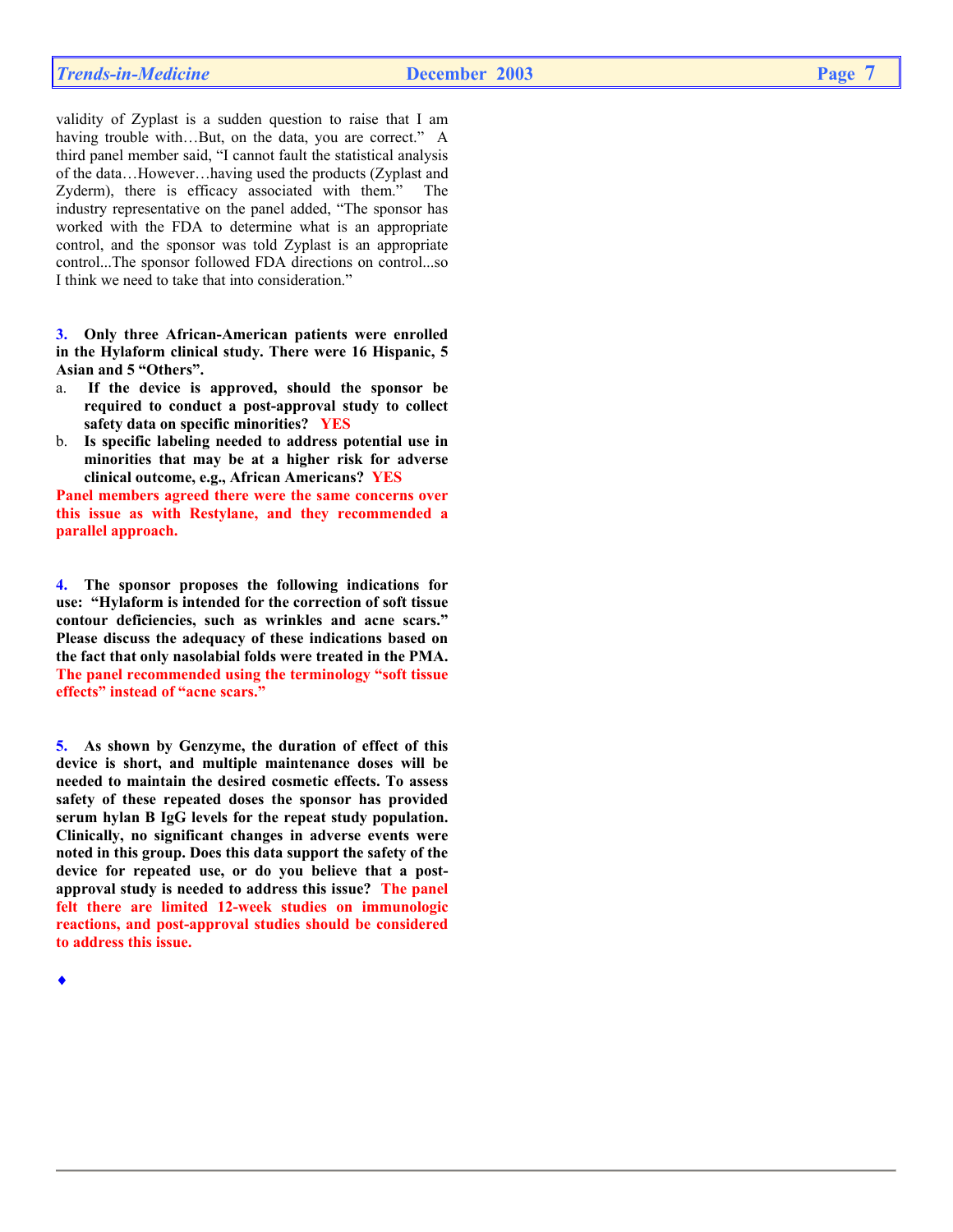validity of Zyplast is a sudden question to raise that I am having trouble with…But, on the data, you are correct." A third panel member said, "I cannot fault the statistical analysis of the data…However…having used the products (Zyplast and Zyderm), there is efficacy associated with them." The industry representative on the panel added, "The sponsor has worked with the FDA to determine what is an appropriate control, and the sponsor was told Zyplast is an appropriate control...The sponsor followed FDA directions on control...so I think we need to take that into consideration."

**3. Only three African-American patients were enrolled in the Hylaform clinical study. There were 16 Hispanic, 5 Asian and 5 "Others".**

a. **If the device is approved, should the sponsor be required to conduct a post-approval study to collect safety data on specific minorities? YES**

b. **Is specific labeling needed to address potential use in minorities that may be at a higher risk for adverse clinical outcome, e.g., African Americans? YES**

**Panel members agreed there were the same concerns over this issue as with Restylane, and they recommended a parallel approach.**

**4. The sponsor proposes the following indications for use: "Hylaform is intended for the correction of soft tissue contour deficiencies, such as wrinkles and acne scars." Please discuss the adequacy of these indications based on the fact that only nasolabial folds were treated in the PMA. The panel recommended using the terminology "soft tissue effects" instead of "acne scars."**

**5. As shown by Genzyme, the duration of effect of this device is short, and multiple maintenance doses will be needed to maintain the desired cosmetic effects. To assess safety of these repeated doses the sponsor has provided serum hylan B IgG levels for the repeat study population. Clinically, no significant changes in adverse events were noted in this group. Does this data support the safety of the device for repeated use, or do you believe that a post-approval study is needed to address this issue? The panel felt there are limited 12-week studies on immunologic reactions, and post-approval studies should be considered to address this issue.**

♦